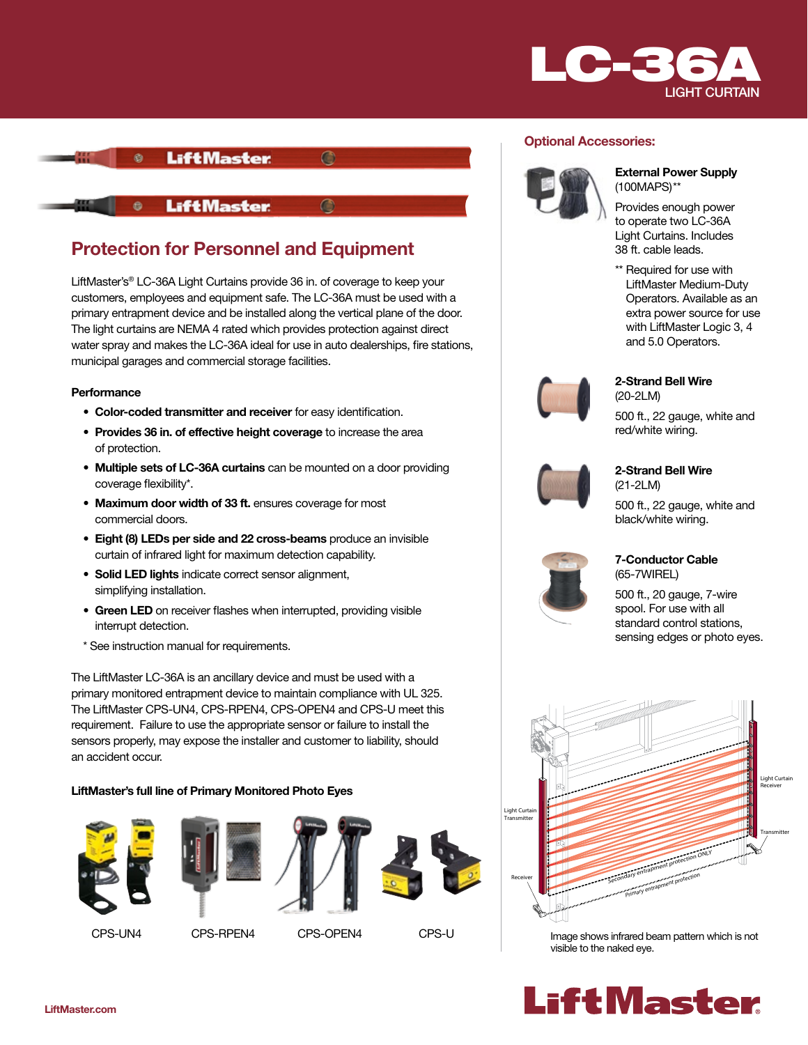# LC-36A

LIGHT CURTAIN

## Protection for Personnel and Equipment

LiftMaster's® LC-36A Light Curtains provide 36 in. of coverage to keep your customers, employees and equipment safe. The LC-36A must be used with a primary entrapment device and be installed along the vertical plane of the door. The light curtains are NEMA 4 rated which provides protection against direct water spray and makes the LC-36A ideal for use in auto dealerships, fire stations, municipal garages and commercial storage facilities.

### Performance

- **Color-coded transmitter and receiver** for easy identification.
- **Provides 36 in. of effective height coverage** to increase the area of protection.
- **Multiple sets of LC-36A curtains** can be mounted on a door providing coverage flexibility*.
- **Maximum door width of 33 ft.** ensures coverage for most commercial doors.
- **Eight (8) LEDs per side and 22 cross-beams** produce an invisible curtain of infrared light for maximum detection capability.
- **Solid LED lights** indicate correct sensor alignment, simplifying installation.
- **Green LED** on receiver flashes when interrupted, providing visible interrupt detection.

\* See instruction manual for requirements.

The LiftMaster LC-36A is an ancillary device and must be used with a primary monitored entrapment device to maintain compliance with UL 325. The LiftMaster CPS-UN4, CPS-RPEN4, CPS-OPEN4 and CPS-U meet this requirement. Failure to use the appropriate sensor or failure to install the sensors properly, may expose the installer and customer to liability, should an accident occur.

### LiftMaster's full line of Primary Monitored Photo Eyes

CPS-UN4 | CPS-RPEN4 | CPS-OPEN4 | CPS-U

## Optional Accessories:

**External Power Supply**
(100MAPS)**

Provides enough power to operate two LC-36A Light Curtains. Includes 38 ft. cable leads.

** Required for use with LiftMaster Medium-Duty Operators. Available as an extra power source for use with LiftMaster Logic 3, 4 and 5.0 Operators.

**2-Strand Bell Wire**
(20-2LM)

500 ft., 22 gauge, white and red/white wiring.

**2-Strand Bell Wire**
(21-2LM)

500 ft., 22 gauge, white and black/white wiring.

**7-Conductor Cable**
(65-7WIREL)

500 ft., 20 gauge, 7-wire spool. For use with all standard control stations, sensing edges or photo eyes.

Light Curtain Receiver
Light Curtain Transmitter
Transmitter
Receiver
Secondary entrapment protection ONLY
Primary entrapment protection

Image shows infrared beam pattern which is not visible to the naked eye.

LiftMaster.com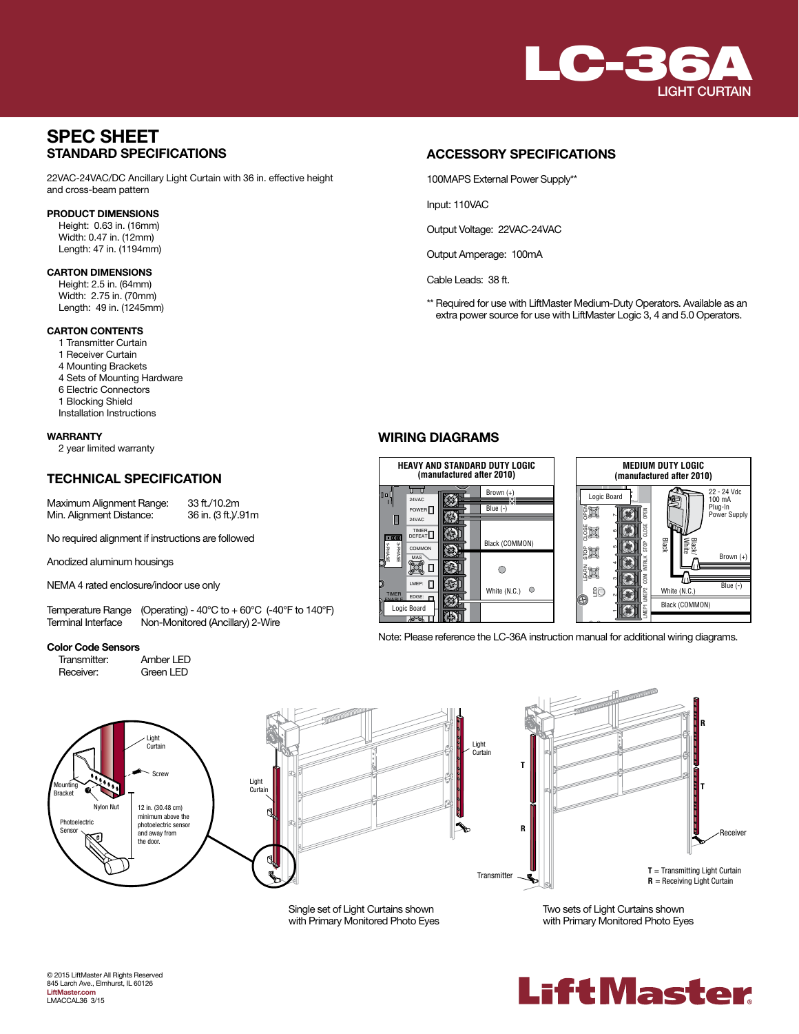# LC-36A

LIGHT CURTAIN

## SPEC SHEET

### STANDARD SPECIFICATIONS

22VAC-24VAC/DC Ancillary Light Curtain with 36 in. effective height and cross-beam pattern

**PRODUCT DIMENSIONS**

- Height: 0.63 in. (16mm)
- Width: 0.47 in. (12mm)
- Length: 47 in. (1194mm)

**CARTON DIMENSIONS**

- Height: 2.5 in. (64mm)
- Width: 2.75 in. (70mm)
- Length: 49 in. (1245mm)

**CARTON CONTENTS**

- 1 Transmitter Curtain
- 1 Receiver Curtain
- 4 Mounting Brackets
- 4 Sets of Mounting Hardware
- 6 Electric Connectors
- 1 Blocking Shield
- Installation Instructions

**WARRANTY**

- 2 year limited warranty

### TECHNICAL SPECIFICATION

| | |
|---|---|
| Maximum Alignment Range: | 33 ft./10.2m |
| Min. Alignment Distance: | 36 in. (3 ft.)/.91m |

No required alignment if instructions are followed

Anodized aluminum housings

NEMA 4 rated enclosure/indoor use only

| | |
|---|---|
| Temperature Range | (Operating) - 40°C to + 60°C (-40°F to 140°F) |
| Terminal Interface | Non-Monitored (Ancillary) 2-Wire |

**Color Code Sensors**

| | |
|---|---|
| Transmitter: | Amber LED |
| Receiver: | Green LED |

### ACCESSORY SPECIFICATIONS

100MAPS External Power Supply**

Input: 110VAC

Output Voltage: 22VAC-24VAC

Output Amperage: 100mA

Cable Leads: 38 ft.

** Required for use with LiftMaster Medium-Duty Operators. Available as an extra power source for use with LiftMaster Logic 3, 4 and 5.0 Operators.

### WIRING DIAGRAMS

HEAVY AND STANDARD DUTY LOGIC (manufactured after 2010)

24VAC
POWER
24VAC
TIMER DEFEAT
COMMON
MAS
LMEP:
TIMER ENABLE
EDGE:
3-PHASE
1-PHASE
Logic Board
Brown (+)
Blue (-)
Black (COMMON)
White (N.C.)

MEDIUM DUTY LOGIC (manufactured after 2010)

Logic Board
OPEN
CLOSE
STOP
LEARN
LED
OPEN
CLOSE
STOP
INTRLK
COM
LMEP2
LMEP1
7 6 5 4 3 2 1
22 - 24 Vdc
100 mA
Plug-In
Power Supply
Black
Black/White
Brown (+)
Blue (-)
White (N.C.)
Black (COMMON)

Note: Please reference the LC-36A instruction manual for additional wiring diagrams.

Light Curtain
Screw
Mounting Bracket
Nylon Nut
Photoelectric Sensor
12 in. (30.48 cm) minimum above the photoelectric sensor and away from the door.

Light Curtain
Light Curtain

Single set of Light Curtains shown with Primary Monitored Photo Eyes

T
R
R
T
Transmitter
Receiver
**T** = Transmitting Light Curtain
**R** = Receiving Light Curtain

Two sets of Light Curtains shown with Primary Monitored Photo Eyes

© 2015 LiftMaster All Rights Reserved
845 Larch Ave., Elmhurst, IL 60126
**LiftMaster.com**
LMACCAL36 3/15

LiftMaster®